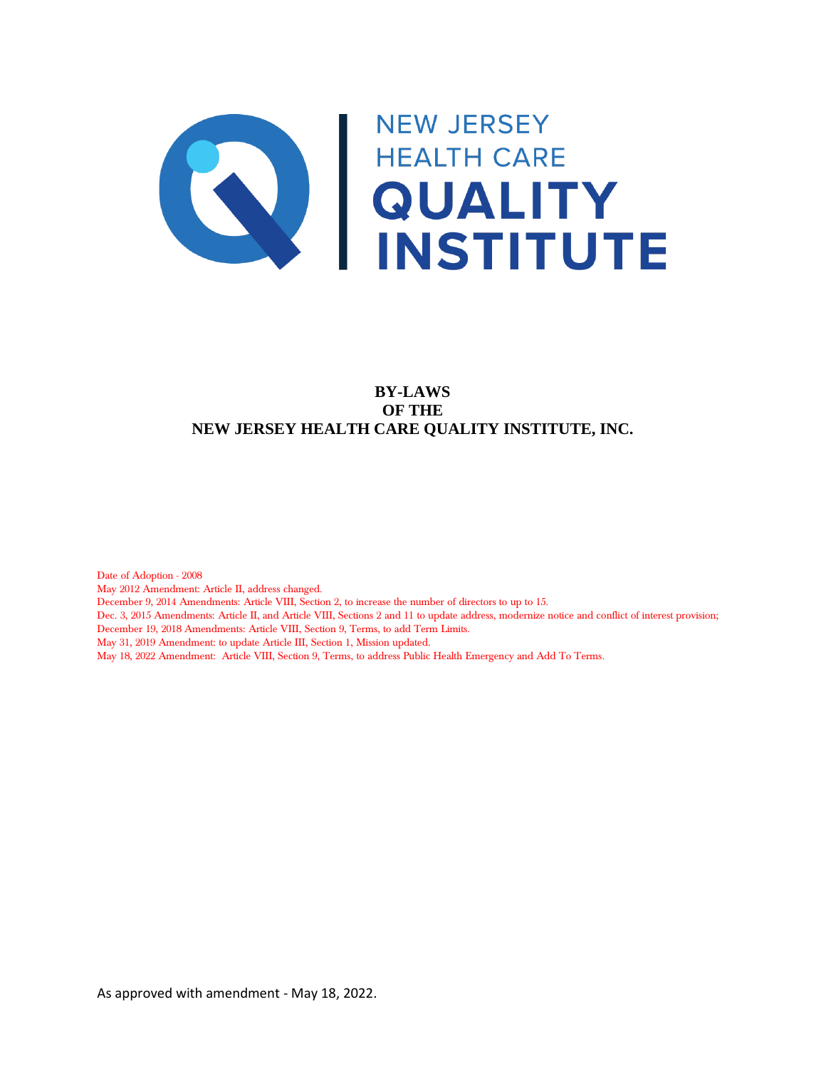NEW JERSEY HEALTH CARE QUALITY INSTITUTE

# BY-LAWS OF THE NEW JERSEY HEALTH CARE QUALITY INSTITUTE, INC.

Date of Adoption - 2008

May 2012 Amendment: Article II, address changed.

December 9, 2014 Amendments: Article VIII, Section 2, to increase the number of directors to up to 15.

Dec. 3, 2015 Amendments: Article II, and Article VIII, Sections 2 and 11 to update address, modernize notice and conflict of interest provision;

December 19, 2018 Amendments: Article VIII, Section 9, Terms, to add Term Limits.

May 31, 2019 Amendment: to update Article III, Section 1, Mission updated.

May 18, 2022 Amendment: Article VIII, Section 9, Terms, to address Public Health Emergency and Add To Terms.

As approved with amendment - May 18, 2022.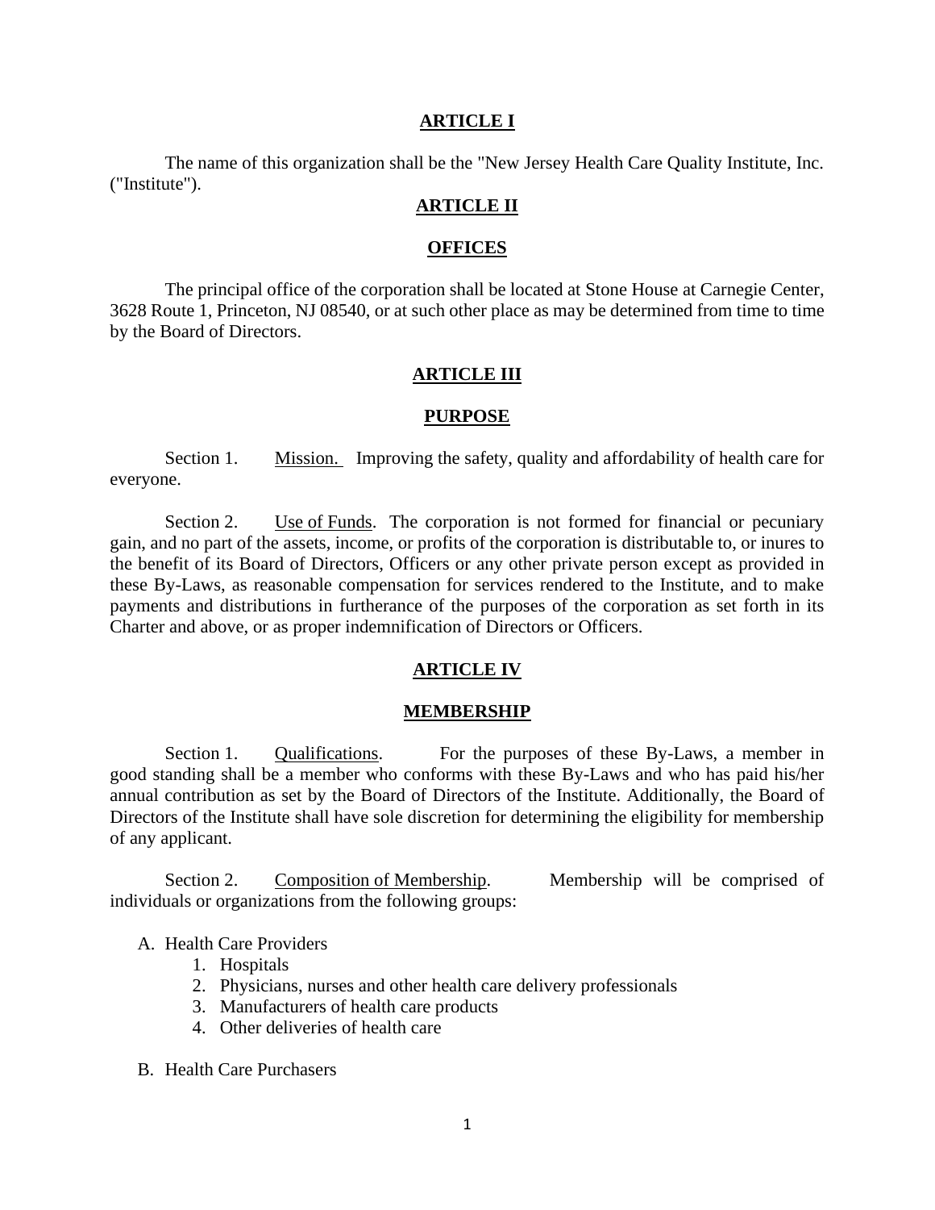## ARTICLE I

The name of this organization shall be the "New Jersey Health Care Quality Institute, Inc. ("Institute").

## ARTICLE II

## OFFICES

The principal office of the corporation shall be located at Stone House at Carnegie Center, 3628 Route 1, Princeton, NJ 08540, or at such other place as may be determined from time to time by the Board of Directors.

## ARTICLE III

## PURPOSE

Section 1. Mission. Improving the safety, quality and affordability of health care for everyone.

Section 2. Use of Funds. The corporation is not formed for financial or pecuniary gain, and no part of the assets, income, or profits of the corporation is distributable to, or inures to the benefit of its Board of Directors, Officers or any other private person except as provided in these By-Laws, as reasonable compensation for services rendered to the Institute, and to make payments and distributions in furtherance of the purposes of the corporation as set forth in its Charter and above, or as proper indemnification of Directors or Officers.

## ARTICLE IV

## MEMBERSHIP

Section 1. Qualifications. For the purposes of these By-Laws, a member in good standing shall be a member who conforms with these By-Laws and who has paid his/her annual contribution as set by the Board of Directors of the Institute. Additionally, the Board of Directors of the Institute shall have sole discretion for determining the eligibility for membership of any applicant.

Section 2. Composition of Membership. Membership will be comprised of individuals or organizations from the following groups:

A. Health Care Providers
   1. Hospitals
   2. Physicians, nurses and other health care delivery professionals
   3. Manufacturers of health care products
   4. Other deliveries of health care

B. Health Care Purchasers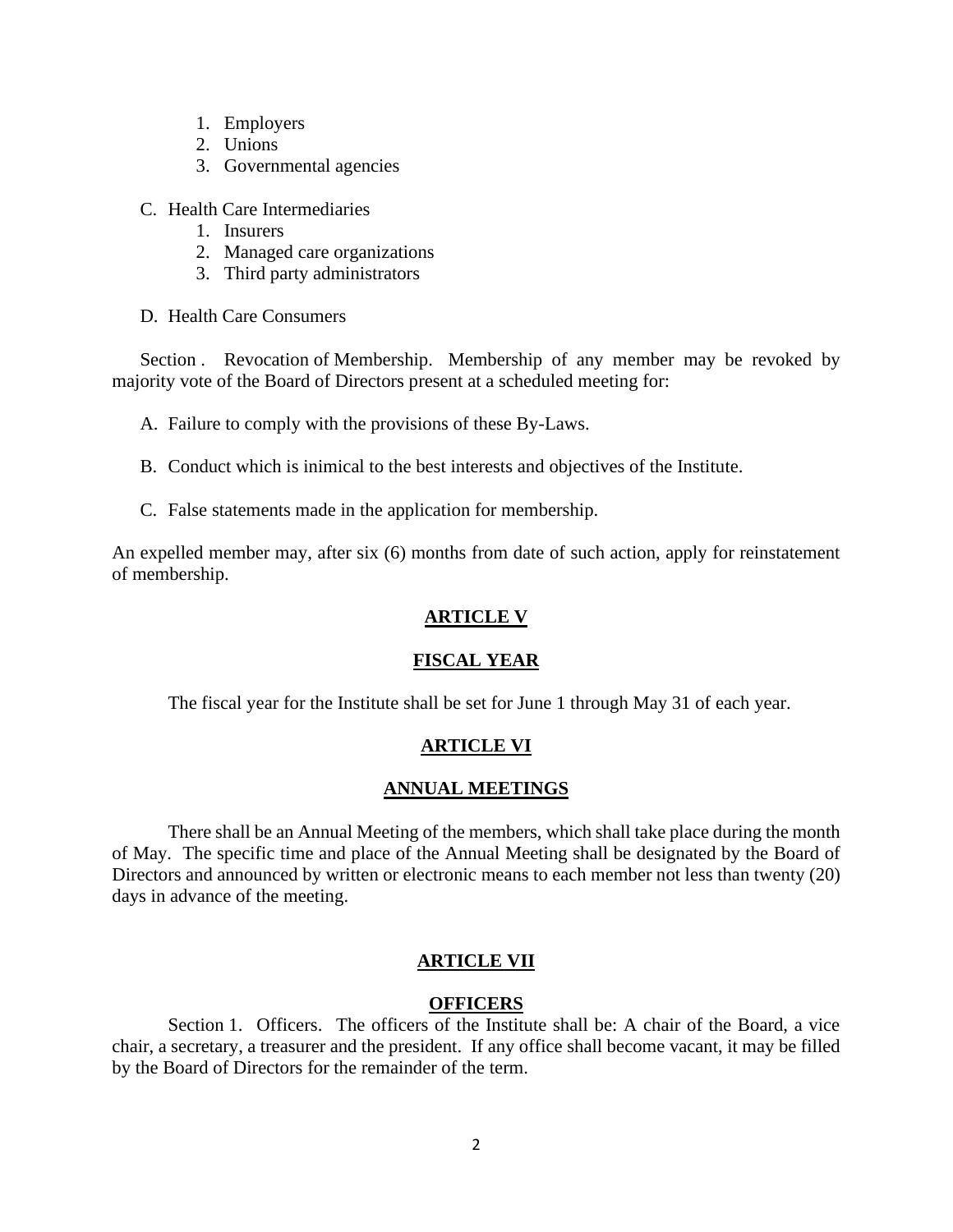1. Employers
2. Unions
3. Governmental agencies

C. Health Care Intermediaries
1. Insurers
2. Managed care organizations
3. Third party administrators

D. Health Care Consumers

Section . Revocation of Membership. Membership of any member may be revoked by majority vote of the Board of Directors present at a scheduled meeting for:

A. Failure to comply with the provisions of these By-Laws.

B. Conduct which is inimical to the best interests and objectives of the Institute.

C. False statements made in the application for membership.

An expelled member may, after six (6) months from date of such action, apply for reinstatement of membership.

## ARTICLE V

## FISCAL YEAR

The fiscal year for the Institute shall be set for June 1 through May 31 of each year.

## ARTICLE VI

## ANNUAL MEETINGS

There shall be an Annual Meeting of the members, which shall take place during the month of May. The specific time and place of the Annual Meeting shall be designated by the Board of Directors and announced by written or electronic means to each member not less than twenty (20) days in advance of the meeting.

## ARTICLE VII

## OFFICERS

Section 1. Officers. The officers of the Institute shall be: A chair of the Board, a vice chair, a secretary, a treasurer and the president. If any office shall become vacant, it may be filled by the Board of Directors for the remainder of the term.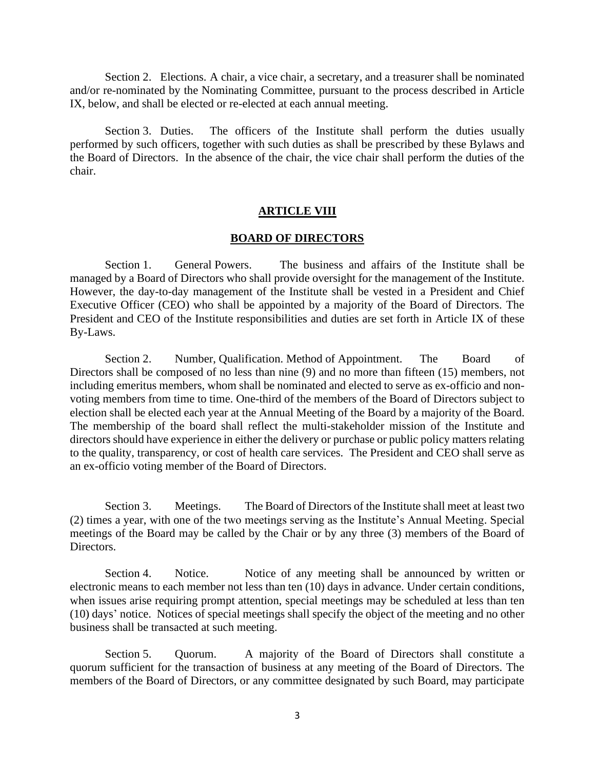Section 2. Elections. A chair, a vice chair, a secretary, and a treasurer shall be nominated and/or re-nominated by the Nominating Committee, pursuant to the process described in Article IX, below, and shall be elected or re-elected at each annual meeting.

Section 3. Duties. The officers of the Institute shall perform the duties usually performed by such officers, together with such duties as shall be prescribed by these Bylaws and the Board of Directors. In the absence of the chair, the vice chair shall perform the duties of the chair.

## ARTICLE VIII

## BOARD OF DIRECTORS

Section 1. General Powers. The business and affairs of the Institute shall be managed by a Board of Directors who shall provide oversight for the management of the Institute. However, the day-to-day management of the Institute shall be vested in a President and Chief Executive Officer (CEO) who shall be appointed by a majority of the Board of Directors. The President and CEO of the Institute responsibilities and duties are set forth in Article IX of these By-Laws.

Section 2. Number, Qualification. Method of Appointment. The Board of Directors shall be composed of no less than nine (9) and no more than fifteen (15) members, not including emeritus members, whom shall be nominated and elected to serve as ex-officio and non-voting members from time to time. One-third of the members of the Board of Directors subject to election shall be elected each year at the Annual Meeting of the Board by a majority of the Board. The membership of the board shall reflect the multi-stakeholder mission of the Institute and directors should have experience in either the delivery or purchase or public policy matters relating to the quality, transparency, or cost of health care services. The President and CEO shall serve as an ex-officio voting member of the Board of Directors.

Section 3. Meetings. The Board of Directors of the Institute shall meet at least two (2) times a year, with one of the two meetings serving as the Institute's Annual Meeting. Special meetings of the Board may be called by the Chair or by any three (3) members of the Board of Directors.

Section 4. Notice. Notice of any meeting shall be announced by written or electronic means to each member not less than ten (10) days in advance. Under certain conditions, when issues arise requiring prompt attention, special meetings may be scheduled at less than ten (10) days' notice. Notices of special meetings shall specify the object of the meeting and no other business shall be transacted at such meeting.

Section 5. Quorum. A majority of the Board of Directors shall constitute a quorum sufficient for the transaction of business at any meeting of the Board of Directors. The members of the Board of Directors, or any committee designated by such Board, may participate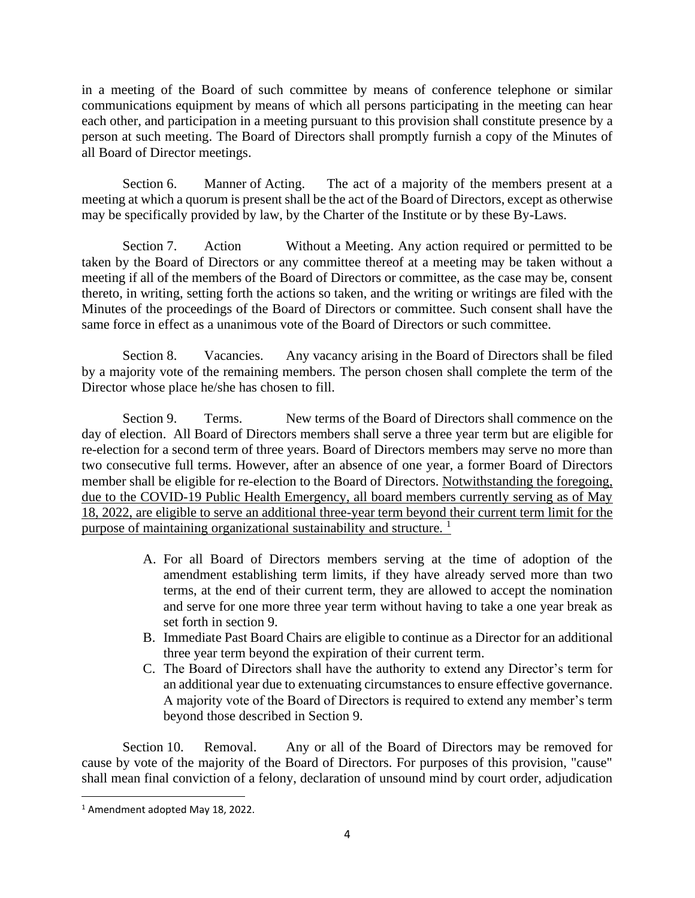in a meeting of the Board of such committee by means of conference telephone or similar communications equipment by means of which all persons participating in the meeting can hear each other, and participation in a meeting pursuant to this provision shall constitute presence by a person at such meeting. The Board of Directors shall promptly furnish a copy of the Minutes of all Board of Director meetings.

Section 6. Manner of Acting. The act of a majority of the members present at a meeting at which a quorum is present shall be the act of the Board of Directors, except as otherwise may be specifically provided by law, by the Charter of the Institute or by these By-Laws.

Section 7. Action Without a Meeting. Any action required or permitted to be taken by the Board of Directors or any committee thereof at a meeting may be taken without a meeting if all of the members of the Board of Directors or committee, as the case may be, consent thereto, in writing, setting forth the actions so taken, and the writing or writings are filed with the Minutes of the proceedings of the Board of Directors or committee. Such consent shall have the same force in effect as a unanimous vote of the Board of Directors or such committee.

Section 8. Vacancies. Any vacancy arising in the Board of Directors shall be filed by a majority vote of the remaining members. The person chosen shall complete the term of the Director whose place he/she has chosen to fill.

Section 9. Terms. New terms of the Board of Directors shall commence on the day of election. All Board of Directors members shall serve a three year term but are eligible for re-election for a second term of three years. Board of Directors members may serve no more than two consecutive full terms. However, after an absence of one year, a former Board of Directors member shall be eligible for re-election to the Board of Directors. <u>Notwithstanding the foregoing, due to the COVID-19 Public Health Emergency, all board members currently serving as of May 18, 2022, are eligible to serve an additional three-year term beyond their current term limit for the purpose of maintaining organizational sustainability and structure.</u> [1]

A. For all Board of Directors members serving at the time of adoption of the amendment establishing term limits, if they have already served more than two terms, at the end of their current term, they are allowed to accept the nomination and serve for one more three year term without having to take a one year break as set forth in section 9.
B. Immediate Past Board Chairs are eligible to continue as a Director for an additional three year term beyond the expiration of their current term.
C. The Board of Directors shall have the authority to extend any Director's term for an additional year due to extenuating circumstances to ensure effective governance. A majority vote of the Board of Directors is required to extend any member's term beyond those described in Section 9.

Section 10. Removal. Any or all of the Board of Directors may be removed for cause by vote of the majority of the Board of Directors. For purposes of this provision, "cause" shall mean final conviction of a felony, declaration of unsound mind by court order, adjudication

[1] Amendment adopted May 18, 2022.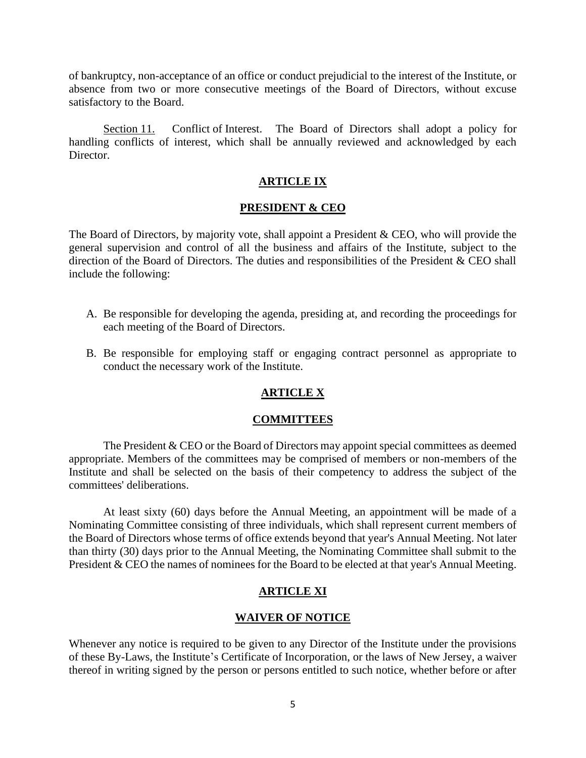of bankruptcy, non-acceptance of an office or conduct prejudicial to the interest of the Institute, or absence from two or more consecutive meetings of the Board of Directors, without excuse satisfactory to the Board.

Section 11. Conflict of Interest. The Board of Directors shall adopt a policy for handling conflicts of interest, which shall be annually reviewed and acknowledged by each Director.

## ARTICLE IX

## PRESIDENT & CEO

The Board of Directors, by majority vote, shall appoint a President & CEO, who will provide the general supervision and control of all the business and affairs of the Institute, subject to the direction of the Board of Directors. The duties and responsibilities of the President & CEO shall include the following:

A. Be responsible for developing the agenda, presiding at, and recording the proceedings for each meeting of the Board of Directors.

B. Be responsible for employing staff or engaging contract personnel as appropriate to conduct the necessary work of the Institute.

## ARTICLE X

## COMMITTEES

The President & CEO or the Board of Directors may appoint special committees as deemed appropriate. Members of the committees may be comprised of members or non-members of the Institute and shall be selected on the basis of their competency to address the subject of the committees' deliberations.

At least sixty (60) days before the Annual Meeting, an appointment will be made of a Nominating Committee consisting of three individuals, which shall represent current members of the Board of Directors whose terms of office extends beyond that year's Annual Meeting. Not later than thirty (30) days prior to the Annual Meeting, the Nominating Committee shall submit to the President & CEO the names of nominees for the Board to be elected at that year's Annual Meeting.

## ARTICLE XI

## WAIVER OF NOTICE

Whenever any notice is required to be given to any Director of the Institute under the provisions of these By-Laws, the Institute's Certificate of Incorporation, or the laws of New Jersey, a waiver thereof in writing signed by the person or persons entitled to such notice, whether before or after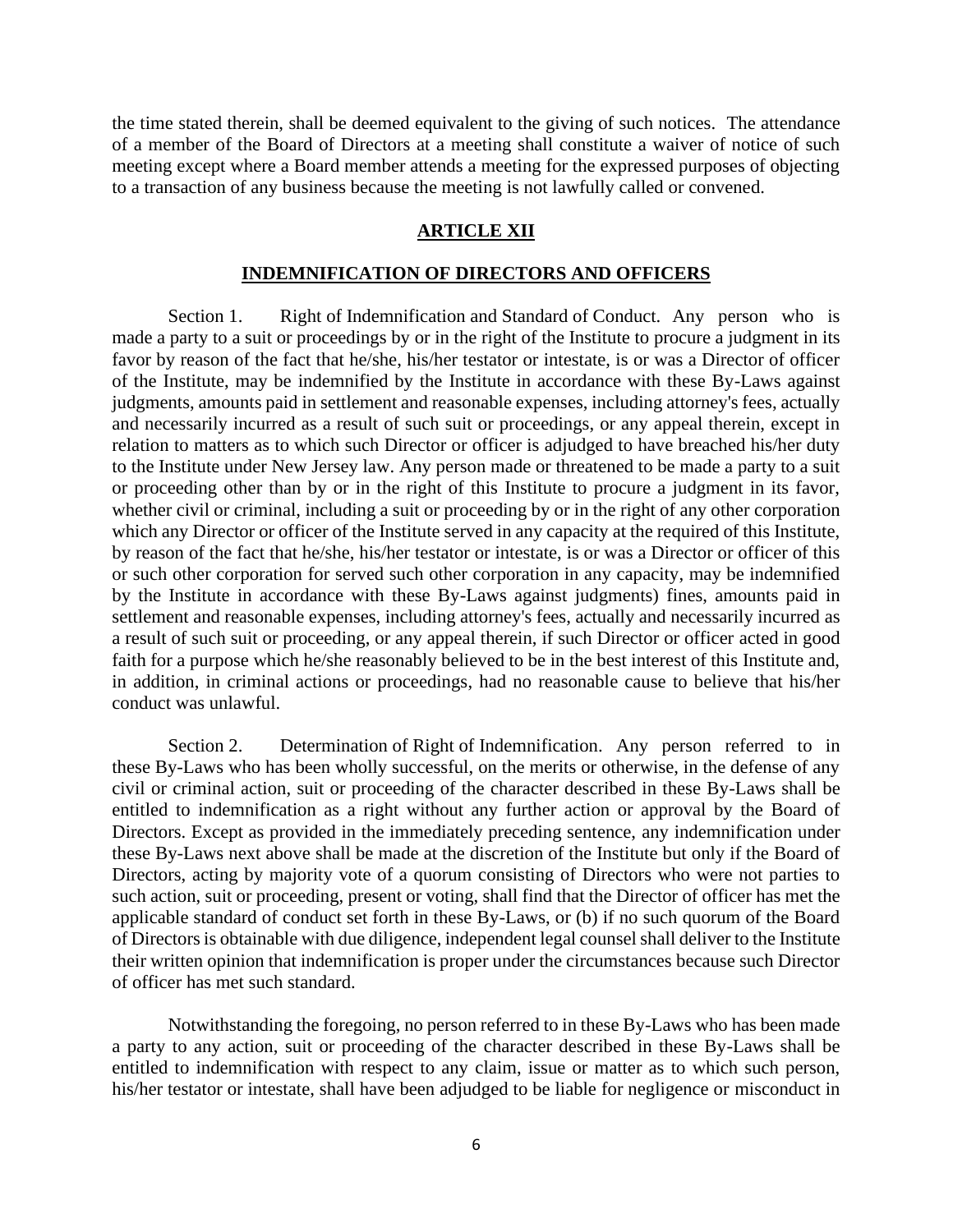the time stated therein, shall be deemed equivalent to the giving of such notices. The attendance of a member of the Board of Directors at a meeting shall constitute a waiver of notice of such meeting except where a Board member attends a meeting for the expressed purposes of objecting to a transaction of any business because the meeting is not lawfully called or convened.

## ARTICLE XII

## INDEMNIFICATION OF DIRECTORS AND OFFICERS

Section 1. Right of Indemnification and Standard of Conduct. Any person who is made a party to a suit or proceedings by or in the right of the Institute to procure a judgment in its favor by reason of the fact that he/she, his/her testator or intestate, is or was a Director of officer of the Institute, may be indemnified by the Institute in accordance with these By-Laws against judgments, amounts paid in settlement and reasonable expenses, including attorney's fees, actually and necessarily incurred as a result of such suit or proceedings, or any appeal therein, except in relation to matters as to which such Director or officer is adjudged to have breached his/her duty to the Institute under New Jersey law. Any person made or threatened to be made a party to a suit or proceeding other than by or in the right of this Institute to procure a judgment in its favor, whether civil or criminal, including a suit or proceeding by or in the right of any other corporation which any Director or officer of the Institute served in any capacity at the required of this Institute, by reason of the fact that he/she, his/her testator or intestate, is or was a Director or officer of this or such other corporation for served such other corporation in any capacity, may be indemnified by the Institute in accordance with these By-Laws against judgments) fines, amounts paid in settlement and reasonable expenses, including attorney's fees, actually and necessarily incurred as a result of such suit or proceeding, or any appeal therein, if such Director or officer acted in good faith for a purpose which he/she reasonably believed to be in the best interest of this Institute and, in addition, in criminal actions or proceedings, had no reasonable cause to believe that his/her conduct was unlawful.

Section 2. Determination of Right of Indemnification. Any person referred to in these By-Laws who has been wholly successful, on the merits or otherwise, in the defense of any civil or criminal action, suit or proceeding of the character described in these By-Laws shall be entitled to indemnification as a right without any further action or approval by the Board of Directors. Except as provided in the immediately preceding sentence, any indemnification under these By-Laws next above shall be made at the discretion of the Institute but only if the Board of Directors, acting by majority vote of a quorum consisting of Directors who were not parties to such action, suit or proceeding, present or voting, shall find that the Director of officer has met the applicable standard of conduct set forth in these By-Laws, or (b) if no such quorum of the Board of Directors is obtainable with due diligence, independent legal counsel shall deliver to the Institute their written opinion that indemnification is proper under the circumstances because such Director of officer has met such standard.

Notwithstanding the foregoing, no person referred to in these By-Laws who has been made a party to any action, suit or proceeding of the character described in these By-Laws shall be entitled to indemnification with respect to any claim, issue or matter as to which such person, his/her testator or intestate, shall have been adjudged to be liable for negligence or misconduct in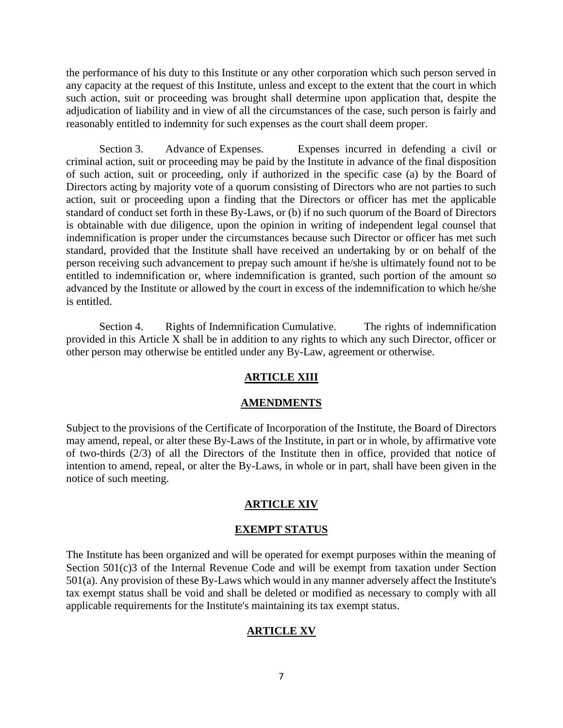the performance of his duty to this Institute or any other corporation which such person served in any capacity at the request of this Institute, unless and except to the extent that the court in which such action, suit or proceeding was brought shall determine upon application that, despite the adjudication of liability and in view of all the circumstances of the case, such person is fairly and reasonably entitled to indemnity for such expenses as the court shall deem proper.

Section 3. Advance of Expenses. Expenses incurred in defending a civil or criminal action, suit or proceeding may be paid by the Institute in advance of the final disposition of such action, suit or proceeding, only if authorized in the specific case (a) by the Board of Directors acting by majority vote of a quorum consisting of Directors who are not parties to such action, suit or proceeding upon a finding that the Directors or officer has met the applicable standard of conduct set forth in these By-Laws, or (b) if no such quorum of the Board of Directors is obtainable with due diligence, upon the opinion in writing of independent legal counsel that indemnification is proper under the circumstances because such Director or officer has met such standard, provided that the Institute shall have received an undertaking by or on behalf of the person receiving such advancement to prepay such amount if he/she is ultimately found not to be entitled to indemnification or, where indemnification is granted, such portion of the amount so advanced by the Institute or allowed by the court in excess of the indemnification to which he/she is entitled.

Section 4. Rights of Indemnification Cumulative. The rights of indemnification provided in this Article X shall be in addition to any rights to which any such Director, officer or other person may otherwise be entitled under any By-Law, agreement or otherwise.

## ARTICLE XIII

## AMENDMENTS

Subject to the provisions of the Certificate of Incorporation of the Institute, the Board of Directors may amend, repeal, or alter these By-Laws of the Institute, in part or in whole, by affirmative vote of two-thirds (2/3) of all the Directors of the Institute then in office, provided that notice of intention to amend, repeal, or alter the By-Laws, in whole or in part, shall have been given in the notice of such meeting.

## ARTICLE XIV

## EXEMPT STATUS

The Institute has been organized and will be operated for exempt purposes within the meaning of Section 501(c)3 of the Internal Revenue Code and will be exempt from taxation under Section 501(a). Any provision of these By-Laws which would in any manner adversely affect the Institute's tax exempt status shall be void and shall be deleted or modified as necessary to comply with all applicable requirements for the Institute's maintaining its tax exempt status.

## ARTICLE XV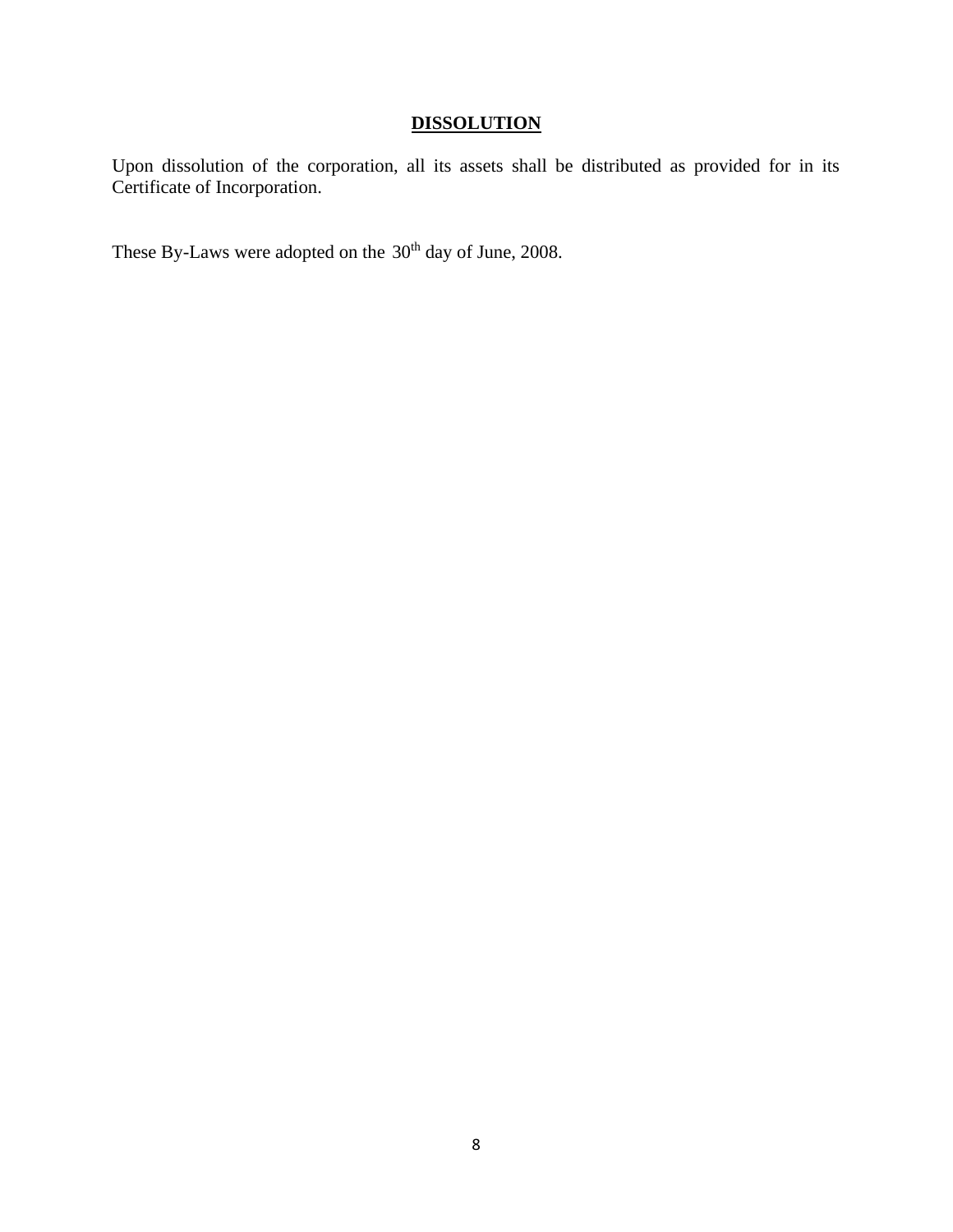## DISSOLUTION

Upon dissolution of the corporation, all its assets shall be distributed as provided for in its Certificate of Incorporation.

These By-Laws were adopted on the 30th day of June, 2008.